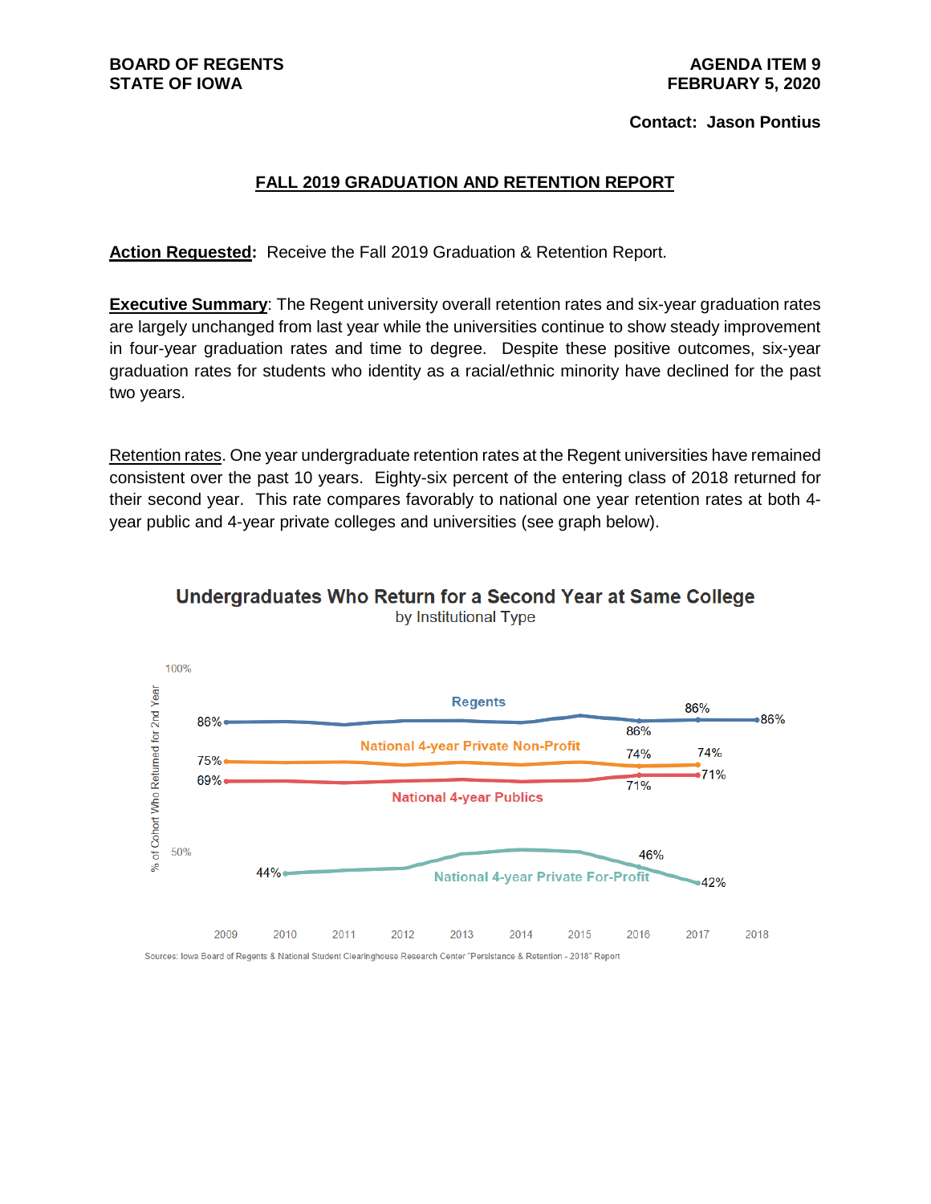BOARD OF REGENTS
STATE OF IOWA

AGENDA ITEM 9
FEBRUARY 5, 2020

**Contact: Jason Pontius**

## FALL 2019 GRADUATION AND RETENTION REPORT

**Action Requested:** Receive the Fall 2019 Graduation & Retention Report.

**Executive Summary**: The Regent university overall retention rates and six-year graduation rates are largely unchanged from last year while the universities continue to show steady improvement in four-year graduation rates and time to degree. Despite these positive outcomes, six-year graduation rates for students who identity as a racial/ethnic minority have declined for the past two years.

Retention rates. One year undergraduate retention rates at the Regent universities have remained consistent over the past 10 years. Eighty-six percent of the entering class of 2018 returned for their second year. This rate compares favorably to national one year retention rates at both 4-year public and 4-year private colleges and universities (see graph below).

**Undergraduates Who Return for a Second Year at Same College**
by Institutional Type

| | 2009 | 2010 | 2016 | 2017 | 2018 |
|---|---|---|---|---|---|
| Regents | 86% | | 86% | 86% | 86% |
| National 4-year Private Non-Profit | 75% | | 74% | 74% | |
| National 4-year Publics | 69% | | 71% | 71% | |
| National 4-year Private For-Profit | | 44% | 46% | 42% | |

Sources: Iowa Board of Regents & National Student Clearinghouse Research Center "Persistance & Retention - 2018" Report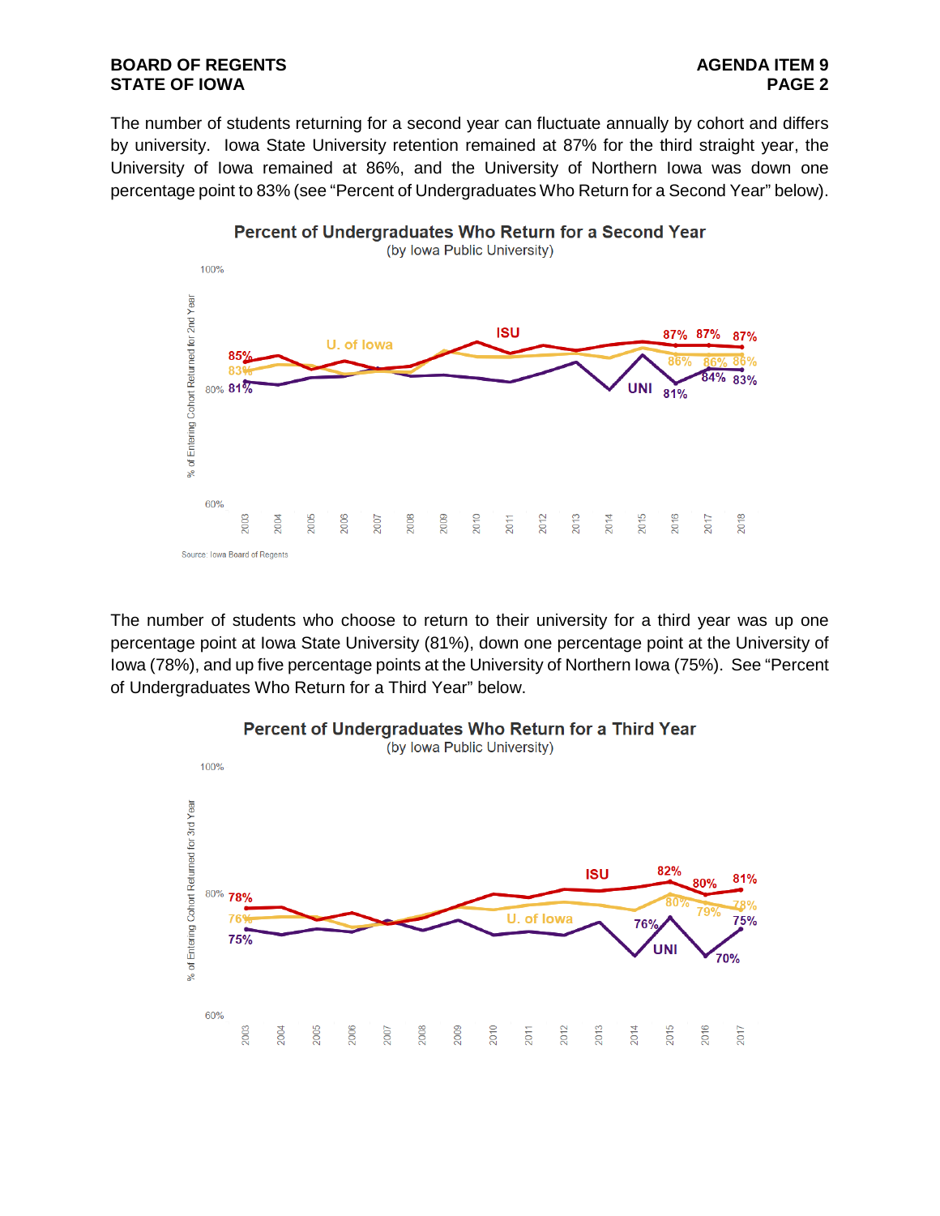The number of students returning for a second year can fluctuate annually by cohort and differs by university. Iowa State University retention remained at 87% for the third straight year, the University of Iowa remained at 86%, and the University of Northern Iowa was down one percentage point to 83% (see "Percent of Undergraduates Who Return for a Second Year" below).

**Percent of Undergraduates Who Return for a Second Year**
(by Iowa Public University)

Source: Iowa Board of Regents

The number of students who choose to return to their university for a third year was up one percentage point at Iowa State University (81%), down one percentage point at the University of Iowa (78%), and up five percentage points at the University of Northern Iowa (75%). See "Percent of Undergraduates Who Return for a Third Year" below.

**Percent of Undergraduates Who Return for a Third Year**
(by Iowa Public University)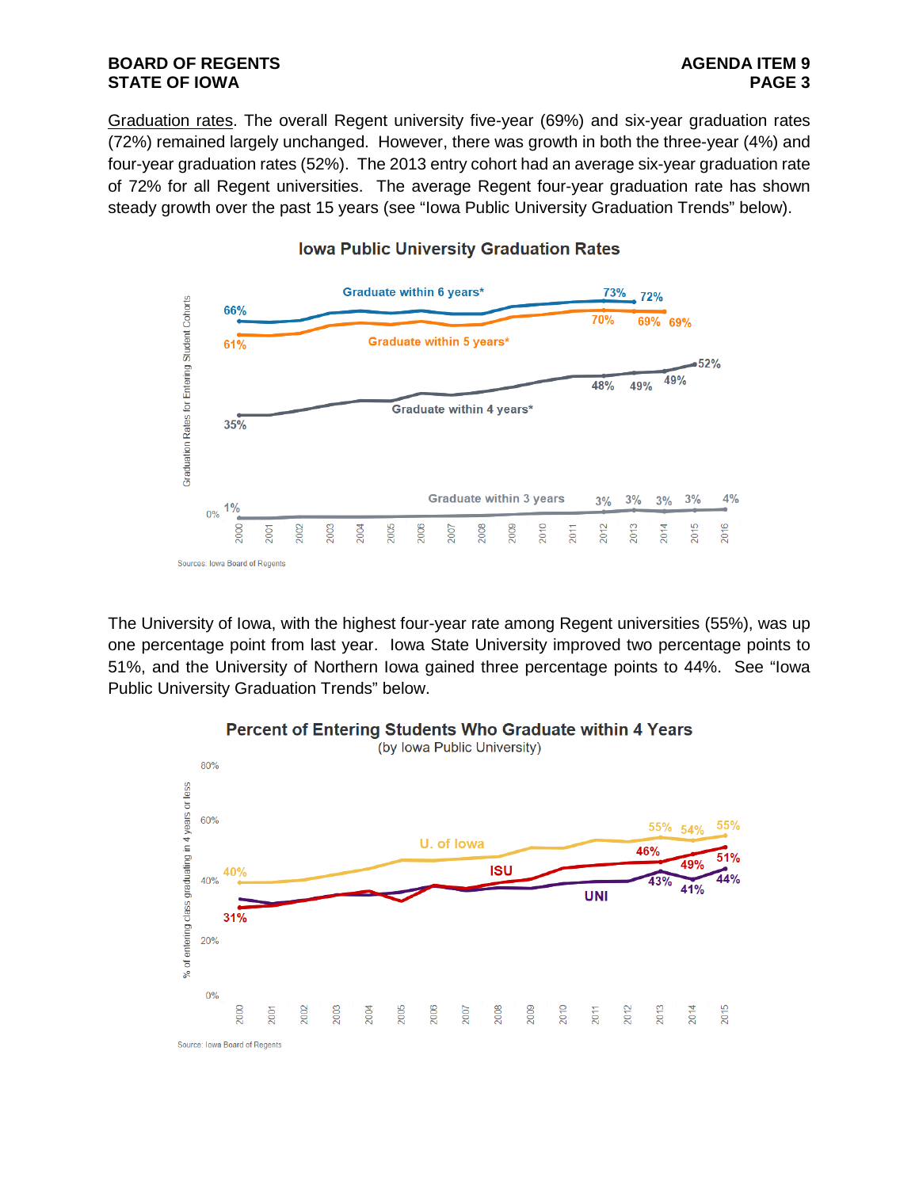Graduation rates. The overall Regent university five-year (69%) and six-year graduation rates (72%) remained largely unchanged. However, there was growth in both the three-year (4%) and four-year graduation rates (52%). The 2013 entry cohort had an average six-year graduation rate of 72% for all Regent universities. The average Regent four-year graduation rate has shown steady growth over the past 15 years (see "Iowa Public University Graduation Trends" below).

**Iowa Public University Graduation Rates**

Sources: Iowa Board of Regents

The University of Iowa, with the highest four-year rate among Regent universities (55%), was up one percentage point from last year. Iowa State University improved two percentage points to 51%, and the University of Northern Iowa gained three percentage points to 44%. See "Iowa Public University Graduation Trends" below.

**Percent of Entering Students Who Graduate within 4 Years**
(by Iowa Public University)

Source: Iowa Board of Regents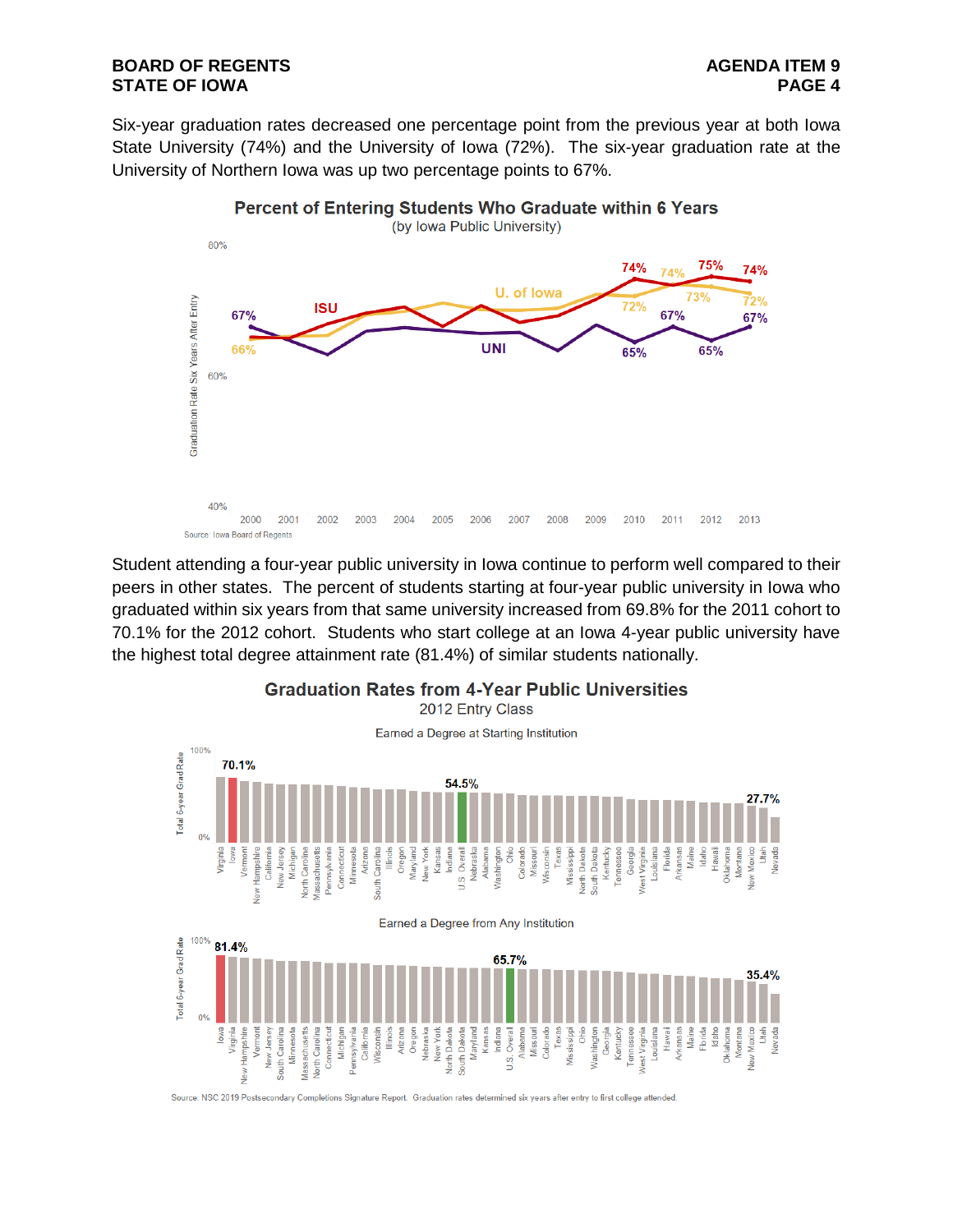Six-year graduation rates decreased one percentage point from the previous year at both Iowa State University (74%) and the University of Iowa (72%). The six-year graduation rate at the University of Northern Iowa was up two percentage points to 67%.

**Percent of Entering Students Who Graduate within 6 Years**
(by Iowa Public University)

Source: Iowa Board of Regents

Student attending a four-year public university in Iowa continue to perform well compared to their peers in other states. The percent of students starting at four-year public university in Iowa who graduated within six years from that same university increased from 69.8% for the 2011 cohort to 70.1% for the 2012 cohort. Students who start college at an Iowa 4-year public university have the highest total degree attainment rate (81.4%) of similar students nationally.

**Graduation Rates from 4-Year Public Universities**
2012 Entry Class

Source: NSC 2019 Postsecondary Completions Signature Report. Graduation rates determined six years after entry to first college attended.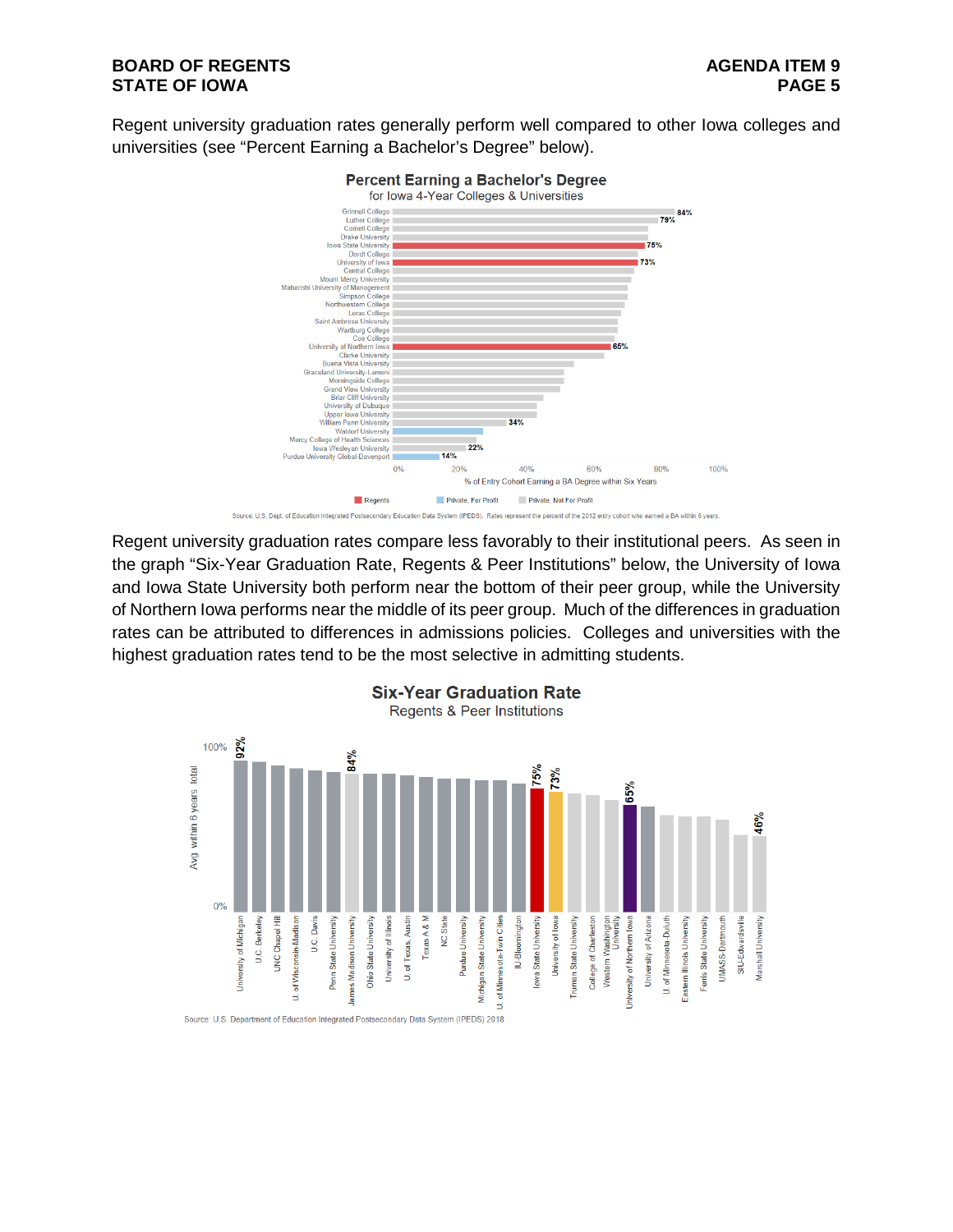Regent university graduation rates generally perform well compared to other Iowa colleges and universities (see "Percent Earning a Bachelor's Degree" below).

**Percent Earning a Bachelor's Degree**
for Iowa 4-Year Colleges & Universities

| Institution | % of Entry Cohort Earning a BA Degree within Six Years | Type |
|---|---|---|
| Grinnell College | 84% | Private, Not For Profit |
| Luther College | 79% | Private, Not For Profit |
| Cornell College | | Private, Not For Profit |
| Drake University | | Private, Not For Profit |
| Iowa State University | 75% | Regents |
| Dordt College | | Private, Not For Profit |
| University of Iowa | 73% | Regents |
| Central College | | Private, Not For Profit |
| Mount Mercy University | | Private, Not For Profit |
| Maharishi University of Management | | Private, Not For Profit |
| Simpson College | | Private, Not For Profit |
| Northwestern College | | Private, Not For Profit |
| Loras College | | Private, Not For Profit |
| Saint Ambrose University | | Private, Not For Profit |
| Wartburg College | | Private, Not For Profit |
| Coe College | | Private, Not For Profit |
| University of Northern Iowa | 65% | Regents |
| Clarke University | | Private, Not For Profit |
| Buena Vista University | | Private, Not For Profit |
| Graceland University-Lamoni | | Private, Not For Profit |
| Morningside College | | Private, Not For Profit |
| Grand View University | | Private, Not For Profit |
| Briar Cliff University | | Private, Not For Profit |
| University of Dubuque | | Private, Not For Profit |
| Upper Iowa University | | Private, Not For Profit |
| William Penn University | 34% | Private, Not For Profit |
| Waldorf University | | Private, For Profit |
| Mercy College of Health Sciences | | Private, Not For Profit |
| Iowa Wesleyan University | 22% | Private, Not For Profit |
| Purdue University Global-Davenport | 14% | Private, For Profit |

Source: U.S. Dept. of Education Integrated Postsecondary Education Data System (IPEDS). Rates represent the percent of the 2012 entry cohort who earned a BA within 6 years.

Regent university graduation rates compare less favorably to their institutional peers. As seen in the graph "Six-Year Graduation Rate, Regents & Peer Institutions" below, the University of Iowa and Iowa State University both perform near the bottom of their peer group, while the University of Northern Iowa performs near the middle of its peer group. Much of the differences in graduation rates can be attributed to differences in admissions policies. Colleges and universities with the highest graduation rates tend to be the most selective in admitting students.

**Six-Year Graduation Rate**
Regents & Peer Institutions

| Institution | Avg. within 6 years total |
|---|---|
| University of Michigan | 92% |
| U.C. Berkeley | |
| UNC Chapel Hill | |
| U. of Wisconsin-Madison | |
| U.C. Davis | |
| Penn State University | |
| James Madison University | 84% |
| Ohio State University | |
| University of Illinois | |
| U. of Texas, Austin | |
| Texas A & M | |
| NC State | |
| Purdue University | |
| Michigan State University | |
| U. of Minnesota-Twin Cities | |
| IU-Bloomington | |
| Iowa State University | 75% |
| University of Iowa | 73% |
| Truman State University | |
| College of Charleston | |
| Western Washington University | |
| University of Northern Iowa | 65% |
| University of Arizona | |
| U. of Minnesota-Duluth | |
| Eastern Illinois University | |
| Ferris State University | |
| UMASS-Dartmouth | |
| SIU-Edwardsville | |
| Marshall University | 46% |

Source: U.S. Department of Education Integrated Postsecondary Education Data System (IPEDS) 2018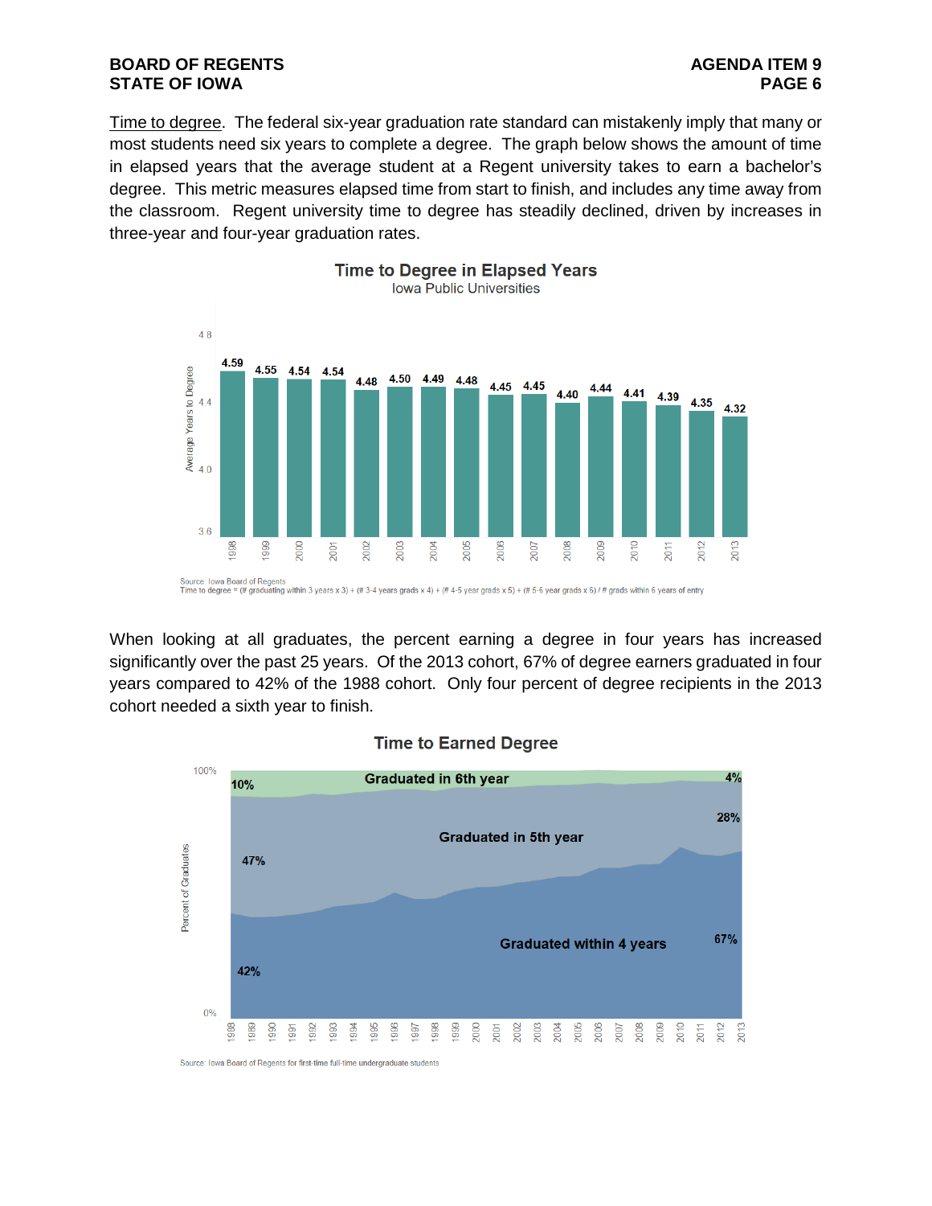Time to degree. The federal six-year graduation rate standard can mistakenly imply that many or most students need six years to complete a degree. The graph below shows the amount of time in elapsed years that the average student at a Regent university takes to earn a bachelor's degree. This metric measures elapsed time from start to finish, and includes any time away from the classroom. Regent university time to degree has steadily declined, driven by increases in three-year and four-year graduation rates.

**Time to Degree in Elapsed Years**
Iowa Public Universities

| Year | Average Years to Degree |
|---|---|
| 1998 | 4.59 |
| 1999 | 4.55 |
| 2000 | 4.54 |
| 2001 | 4.54 |
| 2002 | 4.48 |
| 2003 | 4.50 |
| 2004 | 4.49 |
| 2005 | 4.48 |
| 2006 | 4.45 |
| 2007 | 4.45 |
| 2008 | 4.40 |
| 2009 | 4.44 |
| 2010 | 4.41 |
| 2011 | 4.39 |
| 2012 | 4.35 |
| 2013 | 4.32 |

Source: Iowa Board of Regents
Time to degree = (# graduating within 3 years x 3) + (# 3-4 years grads x 4) + (# 4-5 year grads x 5) + (# 5-6 year grads x 6) / # grads within 6 years of entry

When looking at all graduates, the percent earning a degree in four years has increased significantly over the past 25 years. Of the 2013 cohort, 67% of degree earners graduated in four years compared to 42% of the 1988 cohort. Only four percent of degree recipients in the 2013 cohort needed a sixth year to finish.

**Time to Earned Degree**

| Cohort | Graduated within 4 years | Graduated in 5th year | Graduated in 6th year |
|---|---|---|---|
| 1988 | 42% | 47% | 10% |
| 2013 | 67% | 28% | 4% |

Source: Iowa Board of Regents for first-time full-time undergraduate students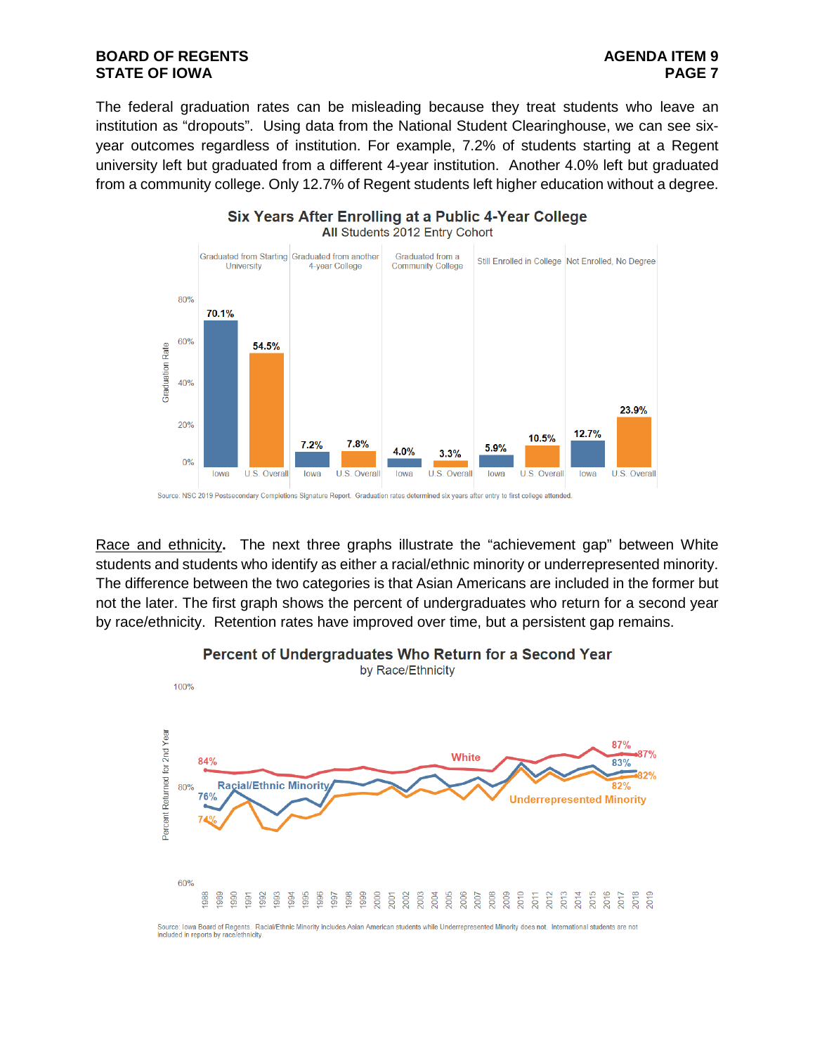The federal graduation rates can be misleading because they treat students who leave an institution as "dropouts". Using data from the National Student Clearinghouse, we can see six-year outcomes regardless of institution. For example, 7.2% of students starting at a Regent university left but graduated from a different 4-year institution. Another 4.0% left but graduated from a community college. Only 12.7% of Regent students left higher education without a degree.

**Six Years After Enrolling at a Public 4-Year College**
**All** Students 2012 Entry Cohort

| | Graduated from Starting University | Graduated from another 4-year College | Graduated from a Community College | Still Enrolled in College | Not Enrolled, No Degree |
|---|---|---|---|---|---|
| Iowa | 70.1% | 7.2% | 4.0% | 5.9% | 12.7% |
| U.S. Overall | 54.5% | 7.8% | 3.3% | 10.5% | 23.9% |

Source: NSC 2019 Postsecondary Completions Signature Report. Graduation rates determined six years after entry to first college attended.

Race and ethnicity. The next three graphs illustrate the "achievement gap" between White students and students who identify as either a racial/ethnic minority or underrepresented minority. The difference between the two categories is that Asian Americans are included in the former but not the later. The first graph shows the percent of undergraduates who return for a second year by race/ethnicity. Retention rates have improved over time, but a persistent gap remains.

**Percent of Undergraduates Who Return for a Second Year**
by Race/Ethnicity

| | 1988 | 2017 | 2018 |
|---|---|---|---|
| White | 84% | 87% | 87% |
| Racial/Ethnic Minority | 76% | 83% | 82% |
| Underrepresented Minority | 74% | 82% | 82% |

Source: Iowa Board of Regents. Racial/Ethnic Minority includes Asian American students while Underrepresented Minority does not. International students are not included in reports by race/ethnicity.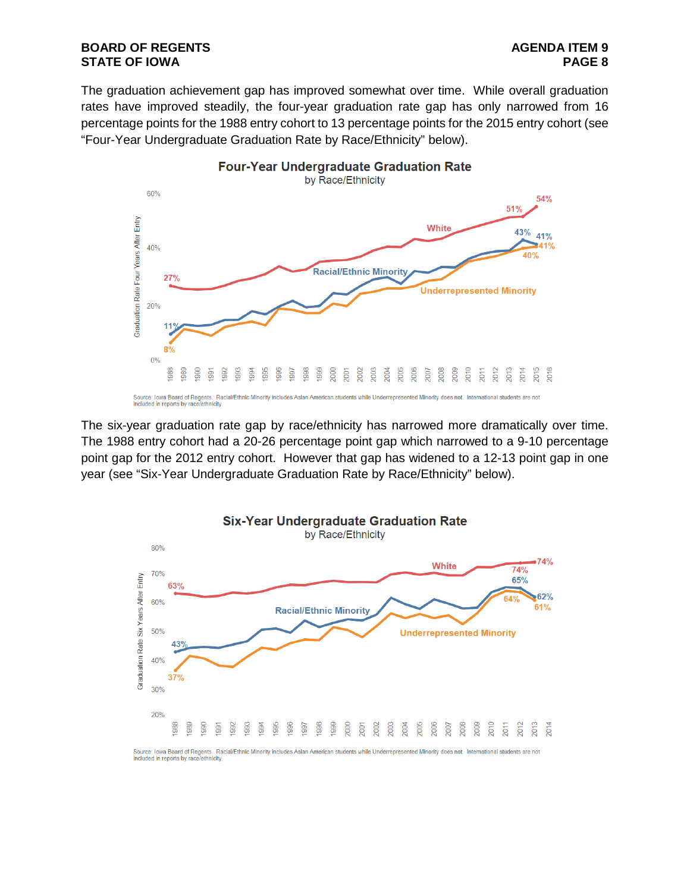The graduation achievement gap has improved somewhat over time. While overall graduation rates have improved steadily, the four-year graduation rate gap has only narrowed from 16 percentage points for the 1988 entry cohort to 13 percentage points for the 2015 entry cohort (see "Four-Year Undergraduate Graduation Rate by Race/Ethnicity" below).

**Four-Year Undergraduate Graduation Rate**
by Race/Ethnicity

Source: Iowa Board of Regents. Racial/Ethnic Minority includes Asian American students while Underrepresented Minority does not. International students are not included in reports by race/ethnicity.

The six-year graduation rate gap by race/ethnicity has narrowed more dramatically over time. The 1988 entry cohort had a 20-26 percentage point gap which narrowed to a 9-10 percentage point gap for the 2012 entry cohort. However that gap has widened to a 12-13 point gap in one year (see "Six-Year Undergraduate Graduation Rate by Race/Ethnicity" below).

**Six-Year Undergraduate Graduation Rate**
by Race/Ethnicity

Source: Iowa Board of Regents. Racial/Ethnic Minority includes Asian American students while Underrepresented Minority does not. International students are not included in reports by race/ethnicity.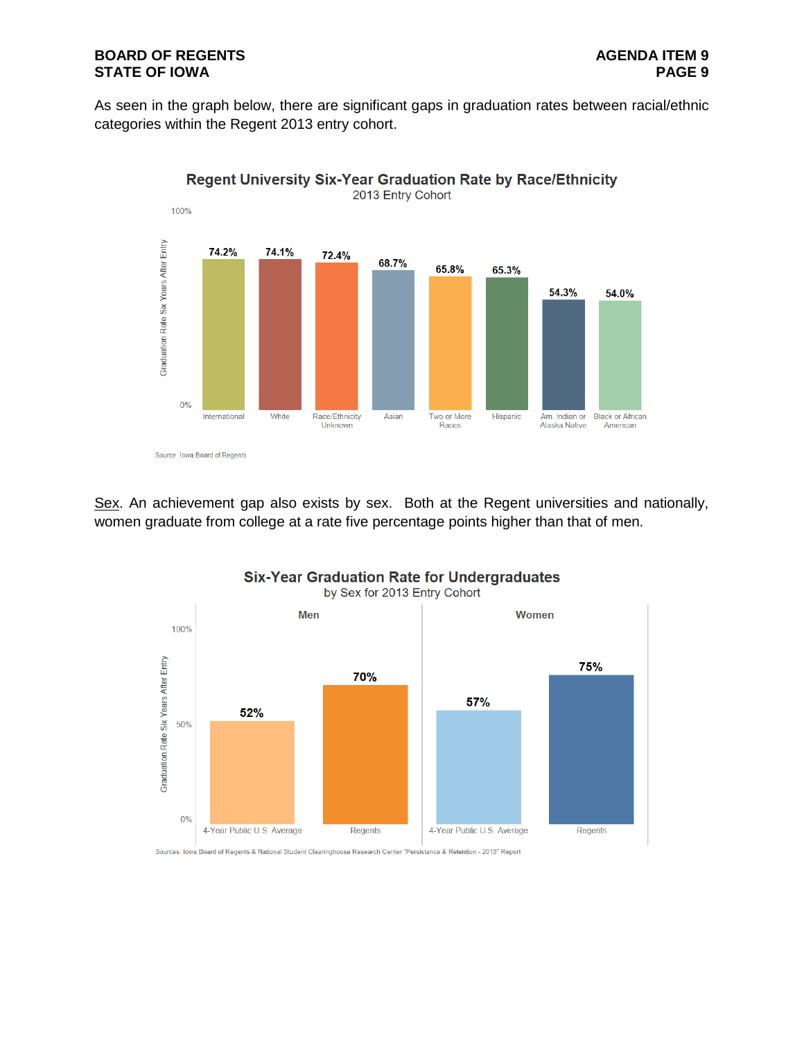As seen in the graph below, there are significant gaps in graduation rates between racial/ethnic categories within the Regent 2013 entry cohort.

**Regent University Six-Year Graduation Rate by Race/Ethnicity**
2013 Entry Cohort

| Race/Ethnicity | Graduation Rate Six Years After Entry |
|---|---|
| International | 74.2% |
| White | 74.1% |
| Race/Ethnicity Unknown | 72.4% |
| Asian | 68.7% |
| Two or More Races | 65.8% |
| Hispanic | 65.3% |
| Am. Indian or Alaska Native | 54.3% |
| Black or African American | 54.0% |

Source: Iowa Board of Regents

<u>Sex</u>. An achievement gap also exists by sex. Both at the Regent universities and nationally, women graduate from college at a rate five percentage points higher than that of men.

**Six-Year Graduation Rate for Undergraduates**
by Sex for 2013 Entry Cohort

| | 4-Year Public U.S. Average | Regents |
|---|---|---|
| Men | 52% | 70% |
| Women | 57% | 75% |

Sources: Iowa Board of Regents & National Student Clearinghouse Research Center "Persistance & Retention - 2018" Report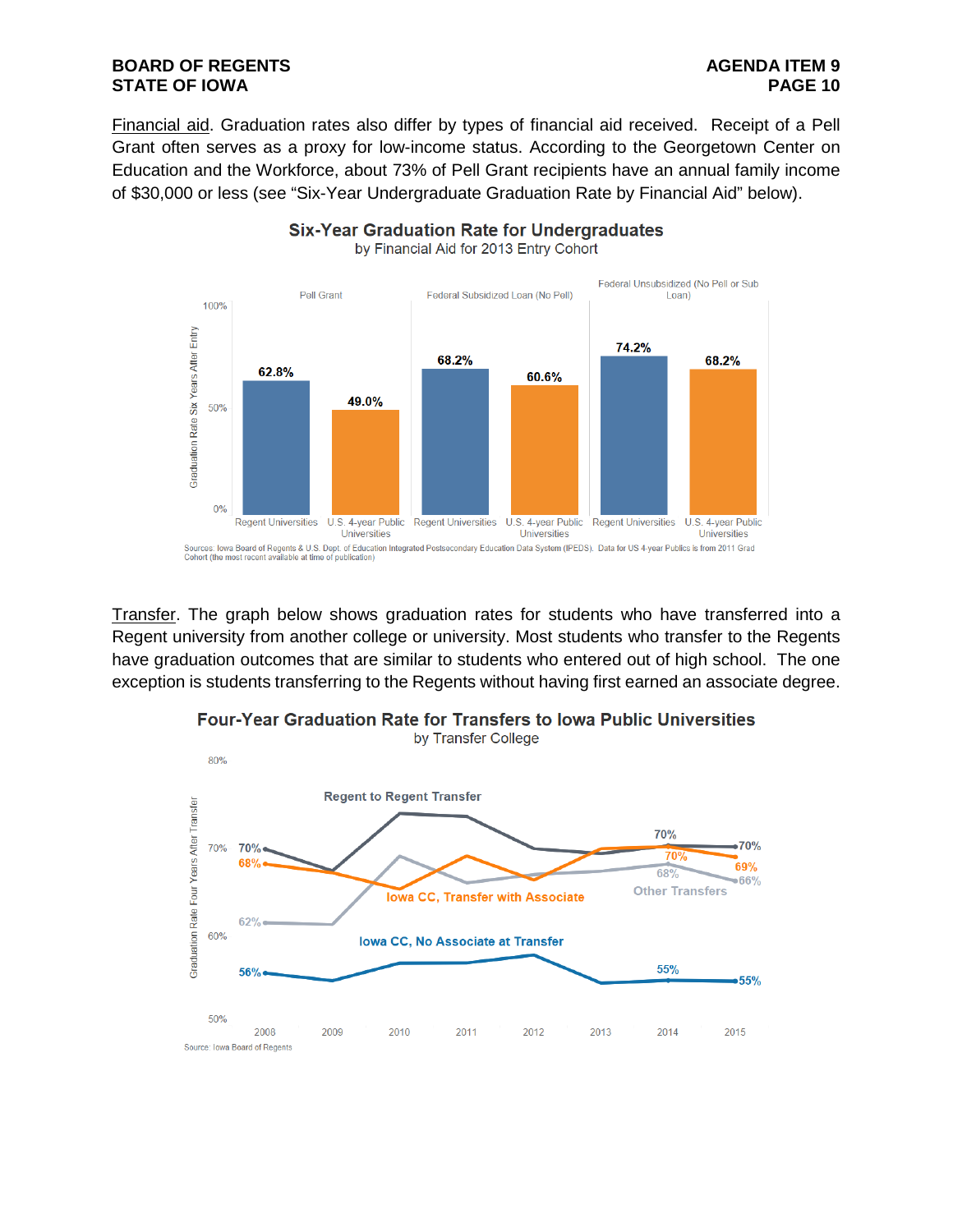Financial aid. Graduation rates also differ by types of financial aid received. Receipt of a Pell Grant often serves as a proxy for low-income status. According to the Georgetown Center on Education and the Workforce, about 73% of Pell Grant recipients have an annual family income of $30,000 or less (see "Six-Year Undergraduate Graduation Rate by Financial Aid" below).

**Six-Year Graduation Rate for Undergraduates**
by Financial Aid for 2013 Entry Cohort

| | Pell Grant | | Federal Subsidized Loan (No Pell) | | Federal Unsubsidized (No Pell or Sub Loan) | |
|---|---|---|---|---|---|---|
| | Regent Universities | U.S. 4-year Public Universities | Regent Universities | U.S. 4-year Public Universities | Regent Universities | U.S. 4-year Public Universities |
| Graduation Rate Six Years After Entry | 62.8% | 49.0% | 68.2% | 60.6% | 74.2% | 68.2% |

Sources: Iowa Board of Regents & U.S. Dept. of Education Integrated Postsecondary Education Data System (IPEDS). Data for US 4-year Publics is from 2011 Grad Cohort (the most recent available at time of publication)

Transfer. The graph below shows graduation rates for students who have transferred into a Regent university from another college or university. Most students who transfer to the Regents have graduation outcomes that are similar to students who entered out of high school. The one exception is students transferring to the Regents without having first earned an associate degree.

**Four-Year Graduation Rate for Transfers to Iowa Public Universities**
by Transfer College

| Graduation Rate Four Years After Transfer | 2008 | 2014 | 2015 |
|---|---|---|---|
| Regent to Regent Transfer | 70% | 70% | 70% |
| Iowa CC, Transfer with Associate | 68% | 70% | 69% |
| Other Transfers | 62% | 68% | 66% |
| Iowa CC, No Associate at Transfer | 56% | 55% | 55% |

Source: Iowa Board of Regents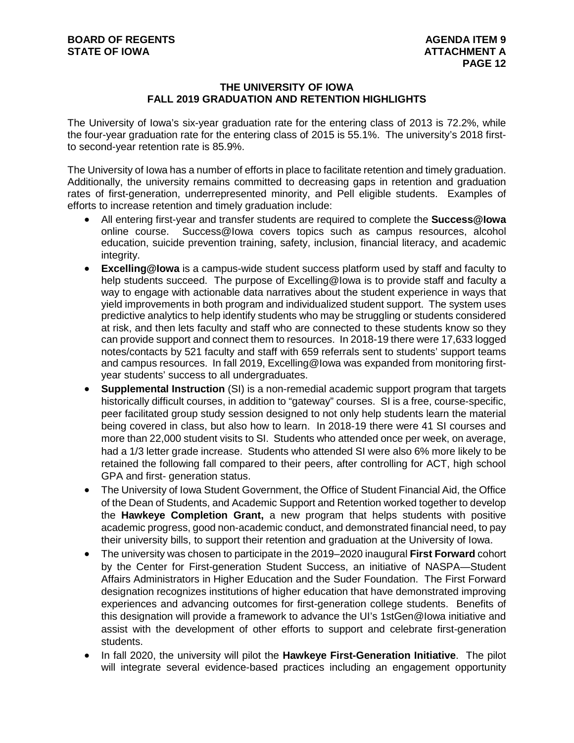## THE UNIVERSITY OF IOWA
## FALL 2019 GRADUATION AND RETENTION HIGHLIGHTS

The University of Iowa's six-year graduation rate for the entering class of 2013 is 72.2%, while the four-year graduation rate for the entering class of 2015 is 55.1%. The university's 2018 first- to second-year retention rate is 85.9%.

The University of Iowa has a number of efforts in place to facilitate retention and timely graduation. Additionally, the university remains committed to decreasing gaps in retention and graduation rates of first-generation, underrepresented minority, and Pell eligible students. Examples of efforts to increase retention and timely graduation include:

- All entering first-year and transfer students are required to complete the **Success@Iowa** online course. Success@Iowa covers topics such as campus resources, alcohol education, suicide prevention training, safety, inclusion, financial literacy, and academic integrity.
- **Excelling@Iowa** is a campus-wide student success platform used by staff and faculty to help students succeed. The purpose of Excelling@Iowa is to provide staff and faculty a way to engage with actionable data narratives about the student experience in ways that yield improvements in both program and individualized student support. The system uses predictive analytics to help identify students who may be struggling or students considered at risk, and then lets faculty and staff who are connected to these students know so they can provide support and connect them to resources. In 2018-19 there were 17,633 logged notes/contacts by 521 faculty and staff with 659 referrals sent to students' support teams and campus resources. In fall 2019, Excelling@Iowa was expanded from monitoring first-year students' success to all undergraduates.
- **Supplemental Instruction** (SI) is a non-remedial academic support program that targets historically difficult courses, in addition to "gateway" courses. SI is a free, course-specific, peer facilitated group study session designed to not only help students learn the material being covered in class, but also how to learn. In 2018-19 there were 41 SI courses and more than 22,000 student visits to SI. Students who attended once per week, on average, had a 1/3 letter grade increase. Students who attended SI were also 6% more likely to be retained the following fall compared to their peers, after controlling for ACT, high school GPA and first- generation status.
- The University of Iowa Student Government, the Office of Student Financial Aid, the Office of the Dean of Students, and Academic Support and Retention worked together to develop the **Hawkeye Completion Grant,** a new program that helps students with positive academic progress, good non-academic conduct, and demonstrated financial need, to pay their university bills, to support their retention and graduation at the University of Iowa.
- The university was chosen to participate in the 2019–2020 inaugural **First Forward** cohort by the Center for First-generation Student Success, an initiative of NASPA—Student Affairs Administrators in Higher Education and the Suder Foundation. The First Forward designation recognizes institutions of higher education that have demonstrated improving experiences and advancing outcomes for first-generation college students. Benefits of this designation will provide a framework to advance the UI's 1stGen@Iowa initiative and assist with the development of other efforts to support and celebrate first-generation students.
- In fall 2020, the university will pilot the **Hawkeye First-Generation Initiative**. The pilot will integrate several evidence-based practices including an engagement opportunity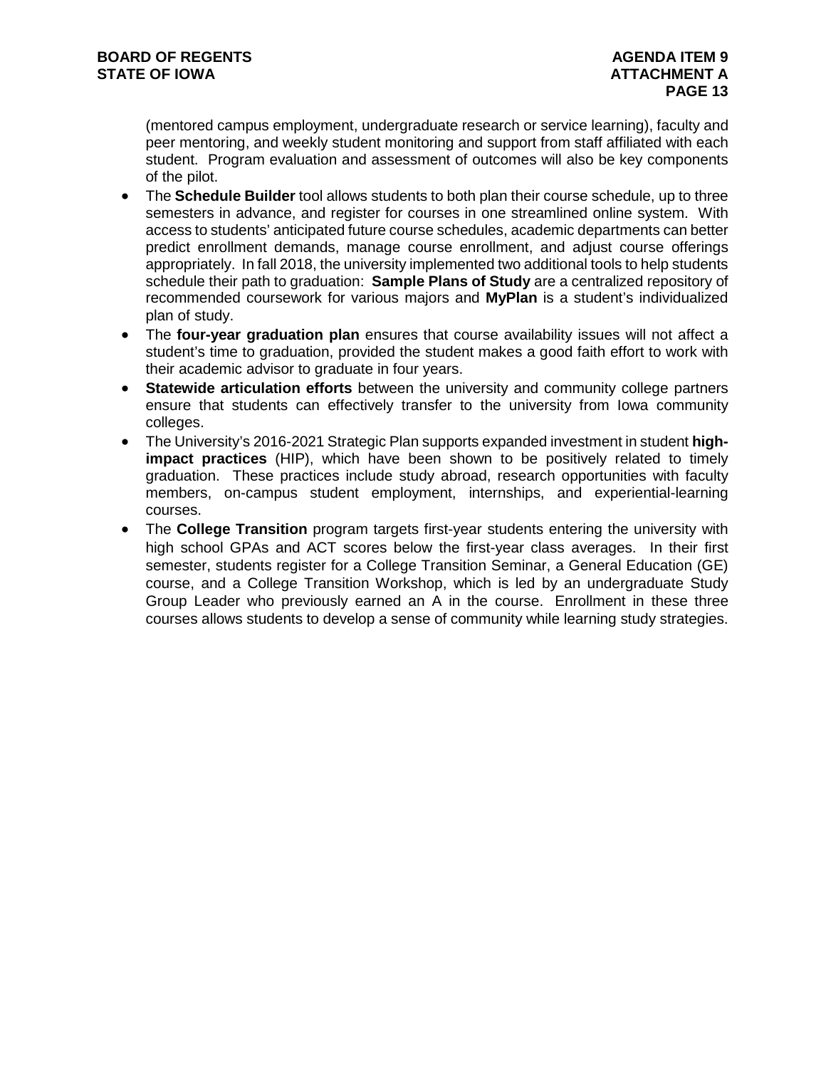(mentored campus employment, undergraduate research or service learning), faculty and peer mentoring, and weekly student monitoring and support from staff affiliated with each student. Program evaluation and assessment of outcomes will also be key components of the pilot.

- The **Schedule Builder** tool allows students to both plan their course schedule, up to three semesters in advance, and register for courses in one streamlined online system. With access to students' anticipated future course schedules, academic departments can better predict enrollment demands, manage course enrollment, and adjust course offerings appropriately. In fall 2018, the university implemented two additional tools to help students schedule their path to graduation: **Sample Plans of Study** are a centralized repository of recommended coursework for various majors and **MyPlan** is a student's individualized plan of study.
- The **four-year graduation plan** ensures that course availability issues will not affect a student's time to graduation, provided the student makes a good faith effort to work with their academic advisor to graduate in four years.
- **Statewide articulation efforts** between the university and community college partners ensure that students can effectively transfer to the university from Iowa community colleges.
- The University's 2016-2021 Strategic Plan supports expanded investment in student **high-impact practices** (HIP), which have been shown to be positively related to timely graduation. These practices include study abroad, research opportunities with faculty members, on-campus student employment, internships, and experiential-learning courses.
- The **College Transition** program targets first-year students entering the university with high school GPAs and ACT scores below the first-year class averages. In their first semester, students register for a College Transition Seminar, a General Education (GE) course, and a College Transition Workshop, which is led by an undergraduate Study Group Leader who previously earned an A in the course. Enrollment in these three courses allows students to develop a sense of community while learning study strategies.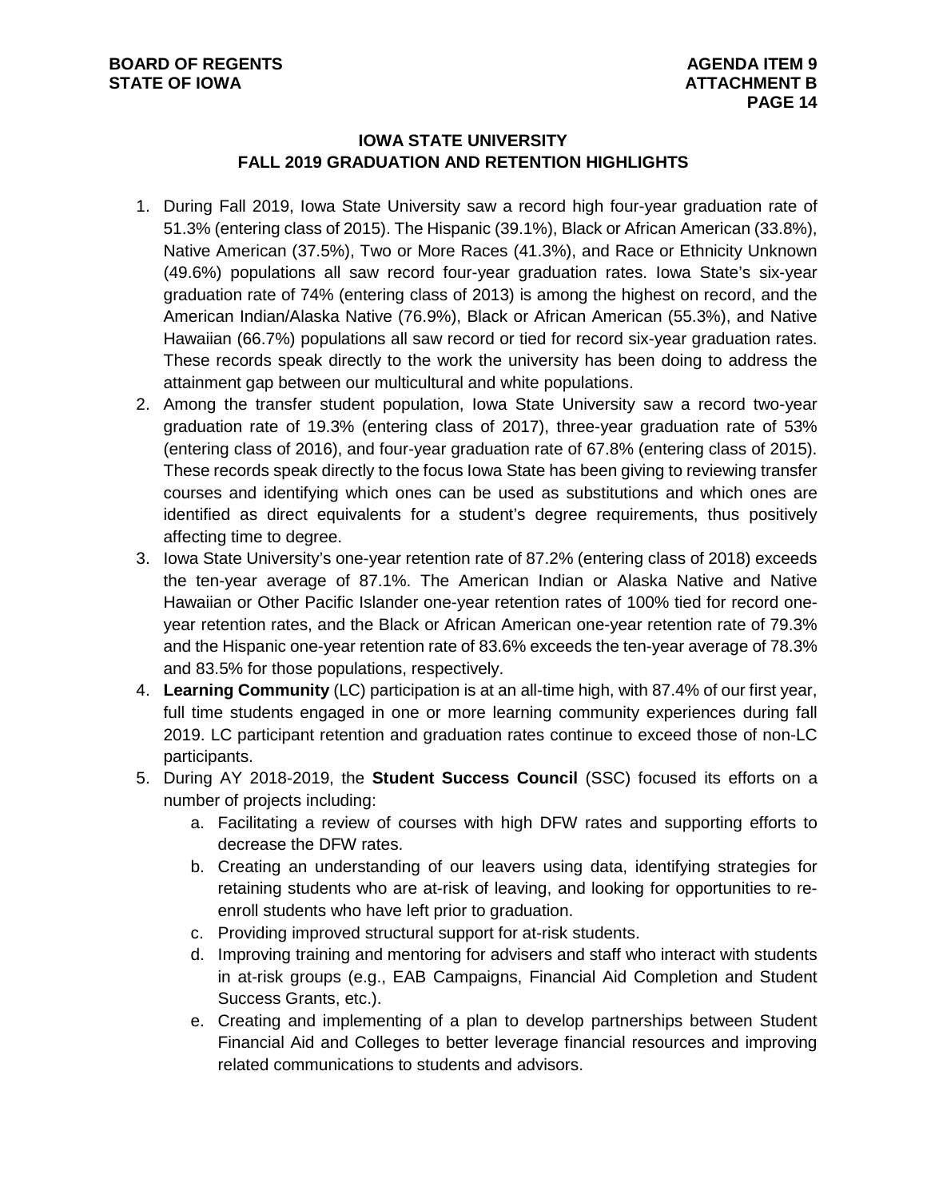## IOWA STATE UNIVERSITY
## FALL 2019 GRADUATION AND RETENTION HIGHLIGHTS

1. During Fall 2019, Iowa State University saw a record high four-year graduation rate of 51.3% (entering class of 2015). The Hispanic (39.1%), Black or African American (33.8%), Native American (37.5%), Two or More Races (41.3%), and Race or Ethnicity Unknown (49.6%) populations all saw record four-year graduation rates. Iowa State's six-year graduation rate of 74% (entering class of 2013) is among the highest on record, and the American Indian/Alaska Native (76.9%), Black or African American (55.3%), and Native Hawaiian (66.7%) populations all saw record or tied for record six-year graduation rates. These records speak directly to the work the university has been doing to address the attainment gap between our multicultural and white populations.
2. Among the transfer student population, Iowa State University saw a record two-year graduation rate of 19.3% (entering class of 2017), three-year graduation rate of 53% (entering class of 2016), and four-year graduation rate of 67.8% (entering class of 2015). These records speak directly to the focus Iowa State has been giving to reviewing transfer courses and identifying which ones can be used as substitutions and which ones are identified as direct equivalents for a student's degree requirements, thus positively affecting time to degree.
3. Iowa State University's one-year retention rate of 87.2% (entering class of 2018) exceeds the ten-year average of 87.1%. The American Indian or Alaska Native and Native Hawaiian or Other Pacific Islander one-year retention rates of 100% tied for record one-year retention rates, and the Black or African American one-year retention rate of 79.3% and the Hispanic one-year retention rate of 83.6% exceeds the ten-year average of 78.3% and 83.5% for those populations, respectively.
4. **Learning Community** (LC) participation is at an all-time high, with 87.4% of our first year, full time students engaged in one or more learning community experiences during fall 2019. LC participant retention and graduation rates continue to exceed those of non-LC participants.
5. During AY 2018-2019, the **Student Success Council** (SSC) focused its efforts on a number of projects including:
    a. Facilitating a review of courses with high DFW rates and supporting efforts to decrease the DFW rates.
    b. Creating an understanding of our leavers using data, identifying strategies for retaining students who are at-risk of leaving, and looking for opportunities to re-enroll students who have left prior to graduation.
    c. Providing improved structural support for at-risk students.
    d. Improving training and mentoring for advisers and staff who interact with students in at-risk groups (e.g., EAB Campaigns, Financial Aid Completion and Student Success Grants, etc.).
    e. Creating and implementing of a plan to develop partnerships between Student Financial Aid and Colleges to better leverage financial resources and improving related communications to students and advisors.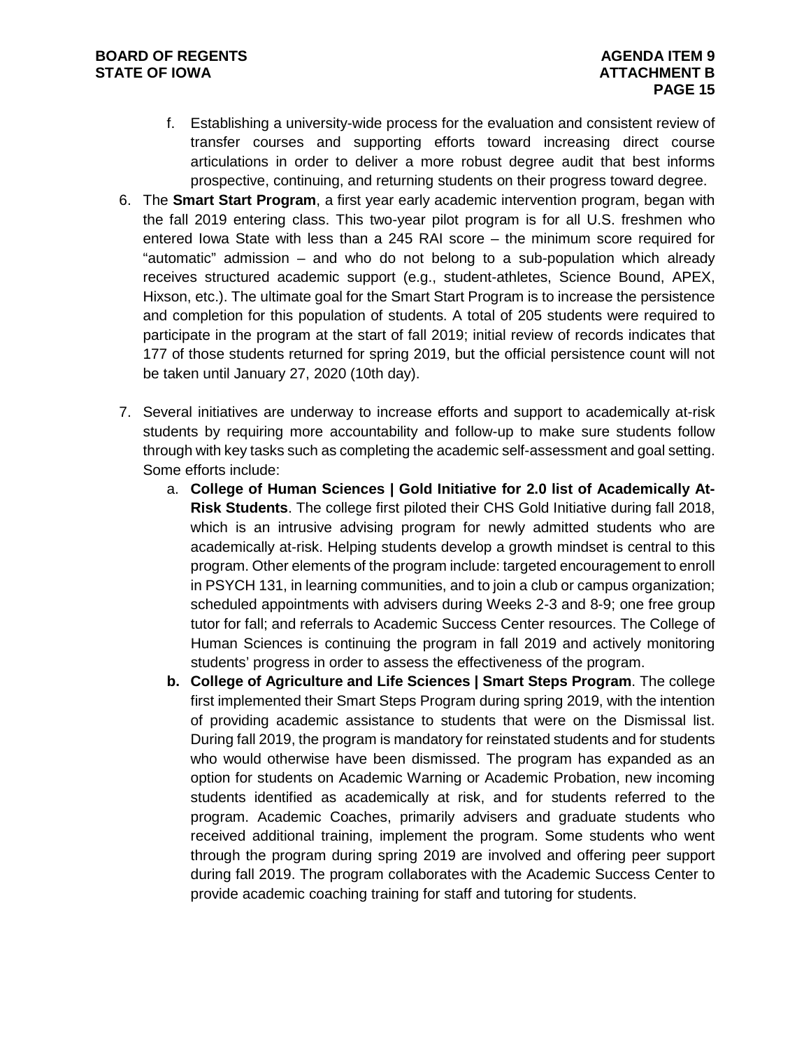f. Establishing a university-wide process for the evaluation and consistent review of transfer courses and supporting efforts toward increasing direct course articulations in order to deliver a more robust degree audit that best informs prospective, continuing, and returning students on their progress toward degree.

6. The **Smart Start Program**, a first year early academic intervention program, began with the fall 2019 entering class. This two-year pilot program is for all U.S. freshmen who entered Iowa State with less than a 245 RAI score – the minimum score required for "automatic" admission – and who do not belong to a sub-population which already receives structured academic support (e.g., student-athletes, Science Bound, APEX, Hixson, etc.). The ultimate goal for the Smart Start Program is to increase the persistence and completion for this population of students. A total of 205 students were required to participate in the program at the start of fall 2019; initial review of records indicates that 177 of those students returned for spring 2019, but the official persistence count will not be taken until January 27, 2020 (10th day).

7. Several initiatives are underway to increase efforts and support to academically at-risk students by requiring more accountability and follow-up to make sure students follow through with key tasks such as completing the academic self-assessment and goal setting. Some efforts include:
   a. **College of Human Sciences | Gold Initiative for 2.0 list of Academically At-Risk Students**. The college first piloted their CHS Gold Initiative during fall 2018, which is an intrusive advising program for newly admitted students who are academically at-risk. Helping students develop a growth mindset is central to this program. Other elements of the program include: targeted encouragement to enroll in PSYCH 131, in learning communities, and to join a club or campus organization; scheduled appointments with advisers during Weeks 2-3 and 8-9; one free group tutor for fall; and referrals to Academic Success Center resources. The College of Human Sciences is continuing the program in fall 2019 and actively monitoring students' progress in order to assess the effectiveness of the program.
   **b. College of Agriculture and Life Sciences | Smart Steps Program**. The college first implemented their Smart Steps Program during spring 2019, with the intention of providing academic assistance to students that were on the Dismissal list. During fall 2019, the program is mandatory for reinstated students and for students who would otherwise have been dismissed. The program has expanded as an option for students on Academic Warning or Academic Probation, new incoming students identified as academically at risk, and for students referred to the program. Academic Coaches, primarily advisers and graduate students who received additional training, implement the program. Some students who went through the program during spring 2019 are involved and offering peer support during fall 2019. The program collaborates with the Academic Success Center to provide academic coaching training for staff and tutoring for students.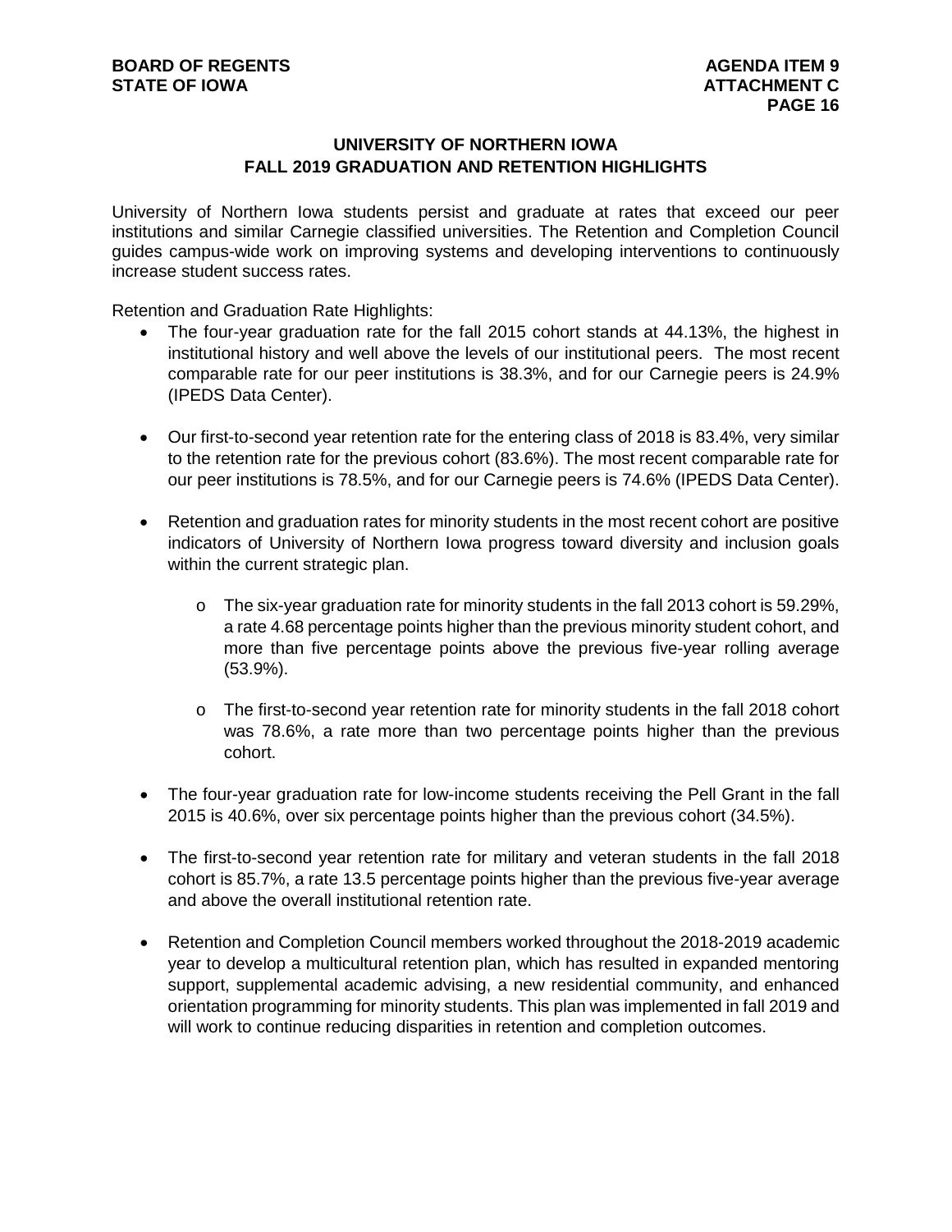## UNIVERSITY OF NORTHERN IOWA
## FALL 2019 GRADUATION AND RETENTION HIGHLIGHTS

University of Northern Iowa students persist and graduate at rates that exceed our peer institutions and similar Carnegie classified universities. The Retention and Completion Council guides campus-wide work on improving systems and developing interventions to continuously increase student success rates.

Retention and Graduation Rate Highlights:

- The four-year graduation rate for the fall 2015 cohort stands at 44.13%, the highest in institutional history and well above the levels of our institutional peers. The most recent comparable rate for our peer institutions is 38.3%, and for our Carnegie peers is 24.9% (IPEDS Data Center).

- Our first-to-second year retention rate for the entering class of 2018 is 83.4%, very similar to the retention rate for the previous cohort (83.6%). The most recent comparable rate for our peer institutions is 78.5%, and for our Carnegie peers is 74.6% (IPEDS Data Center).

- Retention and graduation rates for minority students in the most recent cohort are positive indicators of University of Northern Iowa progress toward diversity and inclusion goals within the current strategic plan.

    - The six-year graduation rate for minority students in the fall 2013 cohort is 59.29%, a rate 4.68 percentage points higher than the previous minority student cohort, and more than five percentage points above the previous five-year rolling average (53.9%).

    - The first-to-second year retention rate for minority students in the fall 2018 cohort was 78.6%, a rate more than two percentage points higher than the previous cohort.

- The four-year graduation rate for low-income students receiving the Pell Grant in the fall 2015 is 40.6%, over six percentage points higher than the previous cohort (34.5%).

- The first-to-second year retention rate for military and veteran students in the fall 2018 cohort is 85.7%, a rate 13.5 percentage points higher than the previous five-year average and above the overall institutional retention rate.

- Retention and Completion Council members worked throughout the 2018-2019 academic year to develop a multicultural retention plan, which has resulted in expanded mentoring support, supplemental academic advising, a new residential community, and enhanced orientation programming for minority students. This plan was implemented in fall 2019 and will work to continue reducing disparities in retention and completion outcomes.